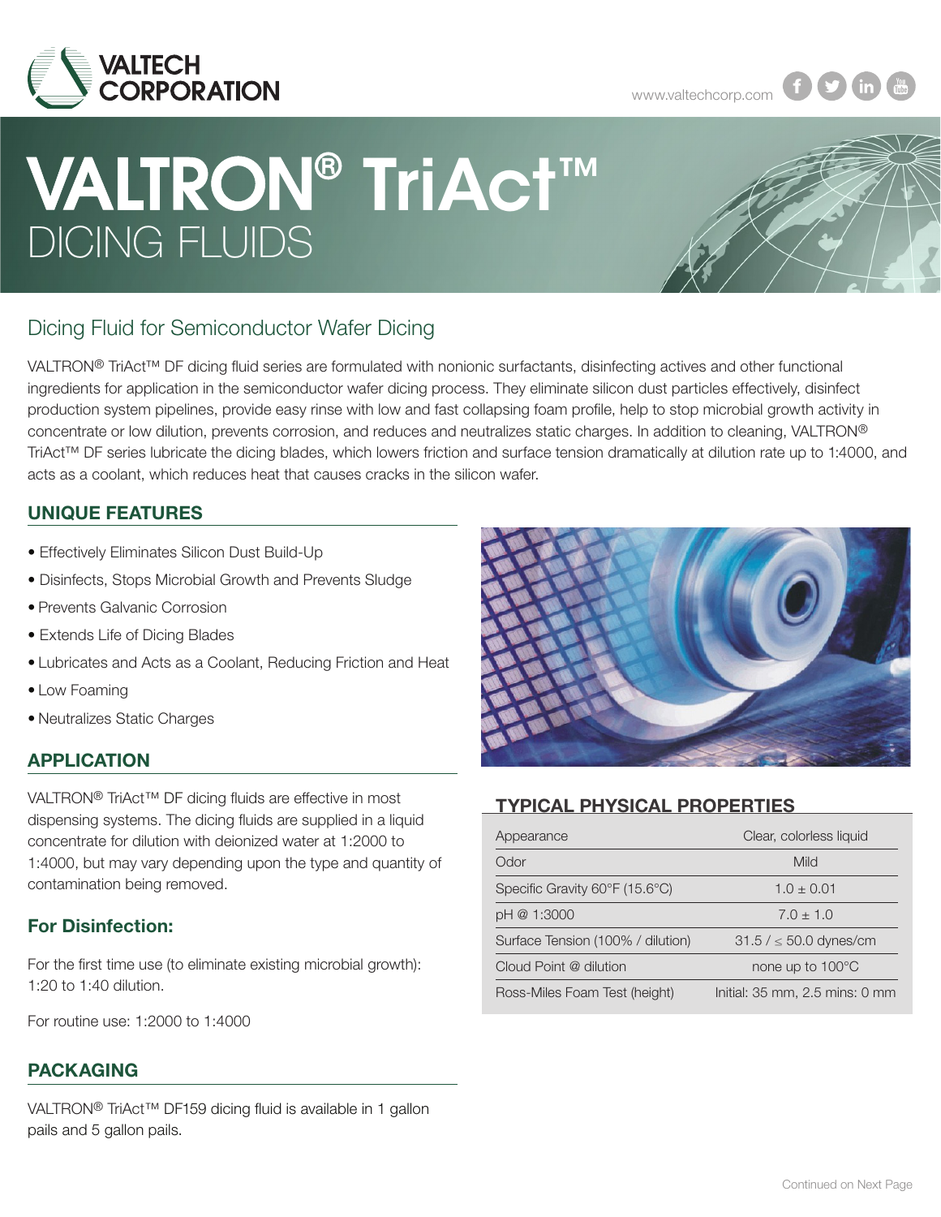# VALTRON® TriAct™
## DICING FLUIDS

## Dicing Fluid for Semiconductor Wafer Dicing

VALTRON® TriAct™ DF dicing fluid series are formulated with nonionic surfactants, disinfecting actives and other functional ingredients for application in the semiconductor wafer dicing process. They eliminate silicon dust particles effectively, disinfect production system pipelines, provide easy rinse with low and fast collapsing foam profile, help to stop microbial growth activity in concentrate or low dilution, prevents corrosion, and reduces and neutralizes static charges. In addition to cleaning, VALTRON® TriAct™ DF series lubricate the dicing blades, which lowers friction and surface tension dramatically at dilution rate up to 1:4000, and acts as a coolant, which reduces heat that causes cracks in the silicon wafer.

### UNIQUE FEATURES

- Effectively Eliminates Silicon Dust Build-Up
- Disinfects, Stops Microbial Growth and Prevents Sludge
- Prevents Galvanic Corrosion
- Extends Life of Dicing Blades
- Lubricates and Acts as a Coolant, Reducing Friction and Heat
- Low Foaming
- Neutralizes Static Charges

### APPLICATION

VALTRON® TriAct™ DF dicing fluids are effective in most dispensing systems. The dicing fluids are supplied in a liquid concentrate for dilution with deionized water at 1:2000 to 1:4000, but may vary depending upon the type and quantity of contamination being removed.

### For Disinfection:

For the first time use (to eliminate existing microbial growth): 1:20 to 1:40 dilution.

For routine use: 1:2000 to 1:4000

### PACKAGING

VALTRON® TriAct™ DF159 dicing fluid is available in 1 gallon pails and 5 gallon pails.

### TYPICAL PHYSICAL PROPERTIES

| Property | Value |
|---|---|
| Appearance | Clear, colorless liquid |
| Odor | Mild |
| Specific Gravity 60°F (15.6°C) | 1.0 ± 0.01 |
| pH @ 1:3000 | 7.0 ± 1.0 |
| Surface Tension (100% / dilution) | 31.5 / ≤ 50.0 dynes/cm |
| Cloud Point @ dilution | none up to 100°C |
| Ross-Miles Foam Test (height) | Initial: 35 mm, 2.5 mins: 0 mm |

Continued on Next Page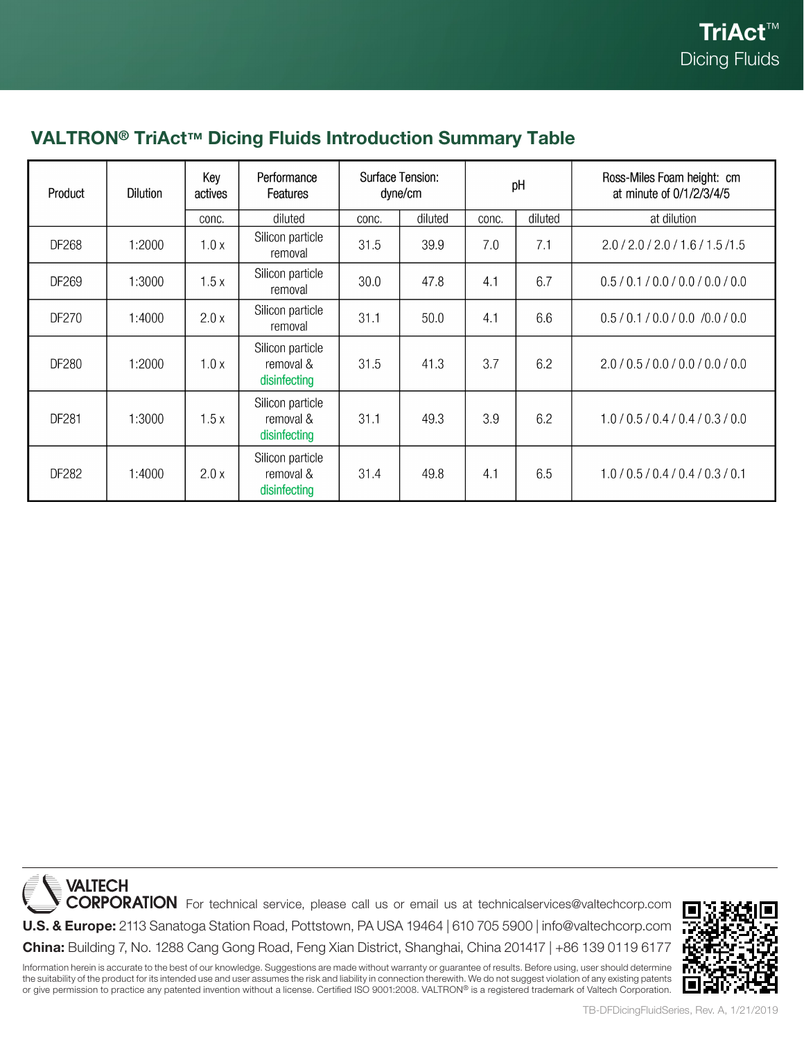## VALTRON® TriAct™ Dicing Fluids Introduction Summary Table

| Product | Dilution | Key actives | Performance Features | Surface Tension: dyne/cm | | pH | | Ross-Miles Foam height: cm at minute of 0/1/2/3/4/5 |
|---|---|---|---|---|---|---|---|---|
| | | conc. | diluted | conc. | diluted | conc. | diluted | at dilution |
| DF268 | 1:2000 | 1.0 x | Silicon particle removal | 31.5 | 39.9 | 7.0 | 7.1 | 2.0 / 2.0 / 2.0 / 1.6 / 1.5 /1.5 |
| DF269 | 1:3000 | 1.5 x | Silicon particle removal | 30.0 | 47.8 | 4.1 | 6.7 | 0.5 / 0.1 / 0.0 / 0.0 / 0.0 / 0.0 |
| DF270 | 1:4000 | 2.0 x | Silicon particle removal | 31.1 | 50.0 | 4.1 | 6.6 | 0.5 / 0.1 / 0.0 / 0.0 /0.0 / 0.0 |
| DF280 | 1:2000 | 1.0 x | Silicon particle removal & disinfecting | 31.5 | 41.3 | 3.7 | 6.2 | 2.0 / 0.5 / 0.0 / 0.0 / 0.0 / 0.0 |
| DF281 | 1:3000 | 1.5 x | Silicon particle removal & disinfecting | 31.1 | 49.3 | 3.9 | 6.2 | 1.0 / 0.5 / 0.4 / 0.4 / 0.3 / 0.0 |
| DF282 | 1:4000 | 2.0 x | Silicon particle removal & disinfecting | 31.4 | 49.8 | 4.1 | 6.5 | 1.0 / 0.5 / 0.4 / 0.4 / 0.3 / 0.1 |

VALTECH CORPORATION For technical service, please call us or email us at technicalservices@valtechcorp.com

**U.S. & Europe:** 2113 Sanatoga Station Road, Pottstown, PA USA 19464 | 610 705 5900 | info@valtechcorp.com

**China:** Building 7, No. 1288 Cang Gong Road, Feng Xian District, Shanghai, China 201417 | +86 139 0119 6177

Information herein is accurate to the best of our knowledge. Suggestions are made without warranty or guarantee of results. Before using, user should determine the suitability of the product for its intended use and user assumes the risk and liability in connection therewith. We do not suggest violation of any existing patents or give permission to practice any patented invention without a license. Certified ISO 9001:2008. VALTRON® is a registered trademark of Valtech Corporation.

TB-DFDicingFluidSeries, Rev. A, 1/21/2019